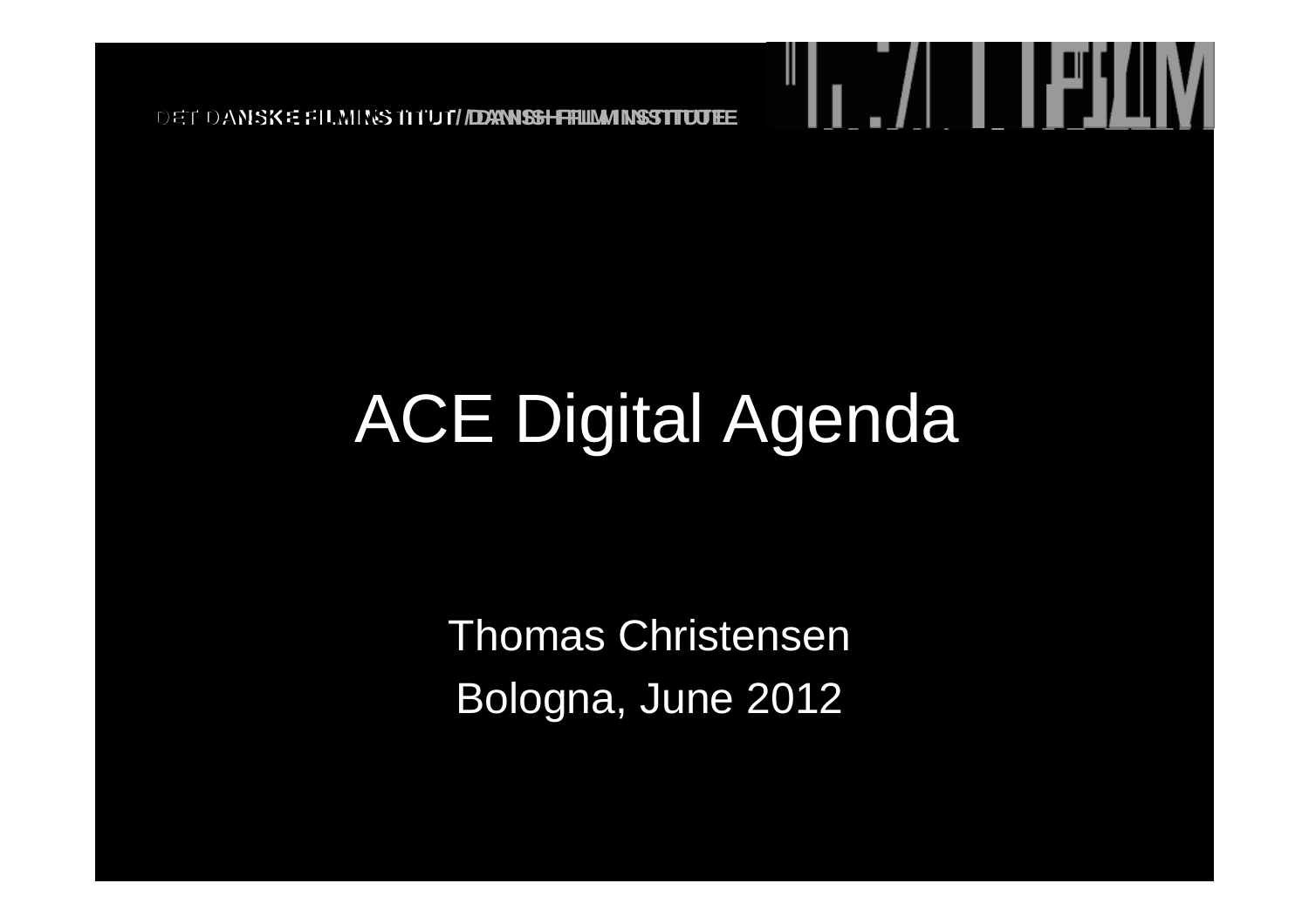DET DANSKE FILMINSTITUT / DANISH FILM INSTITUTE

# ACE Digital Agenda

Thomas Christensen

Bologna, June 2012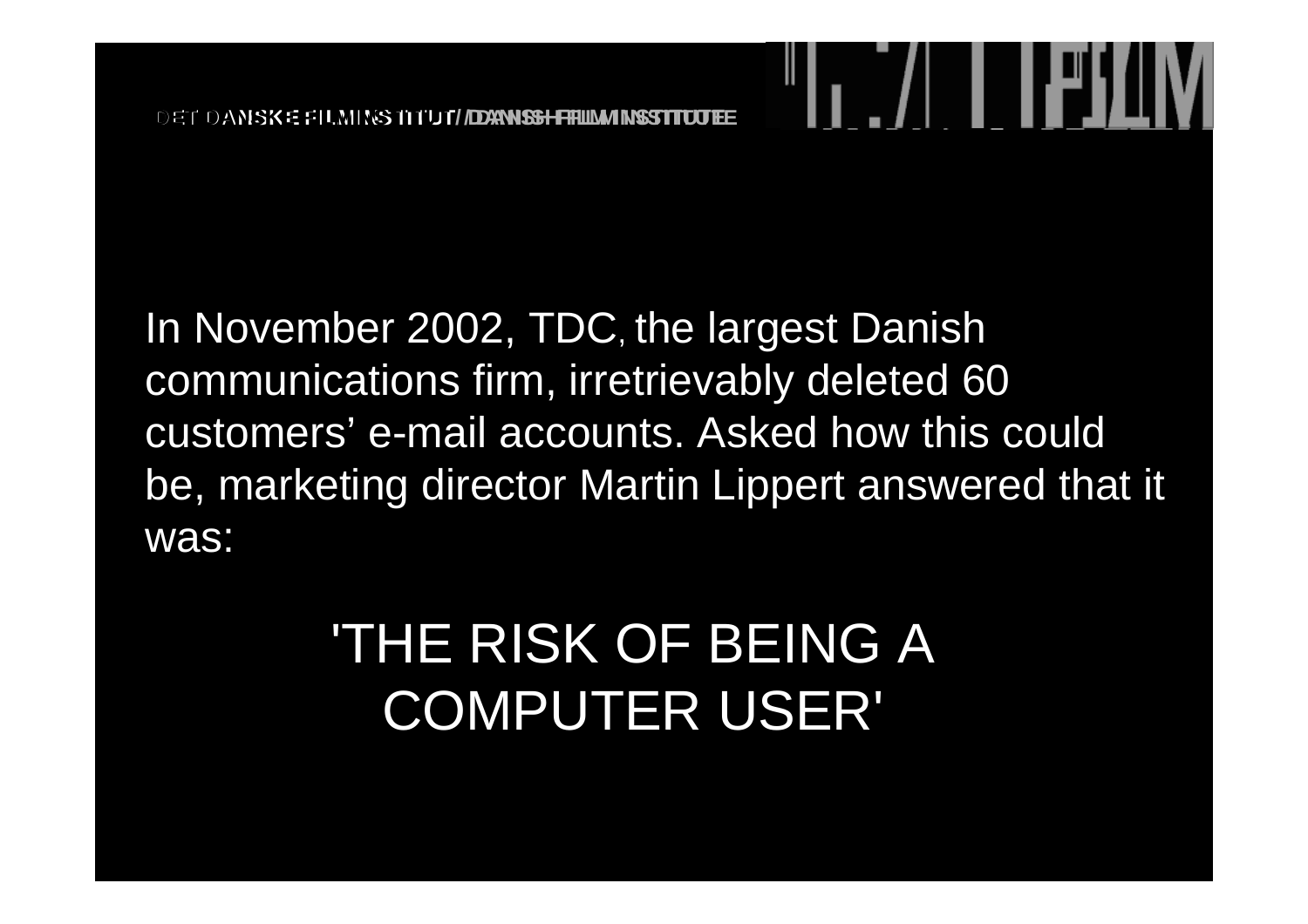In November 2002, TDC, the largest Danish communications firm, irretrievably deleted 60 customers' e-mail accounts. Asked how this could be, marketing director Martin Lippert answered that it was:

'THE RISK OF BEING A COMPUTER USER'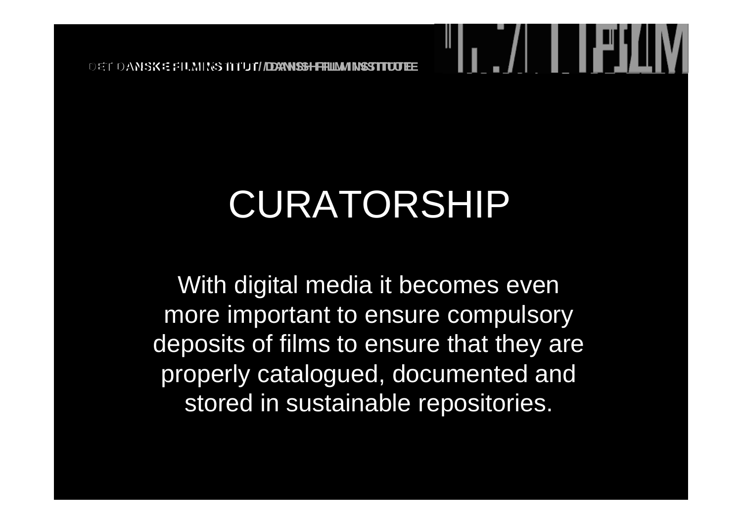# CURATORSHIP

With digital media it becomes even more important to ensure compulsory deposits of films to ensure that they are properly catalogued, documented and stored in sustainable repositories.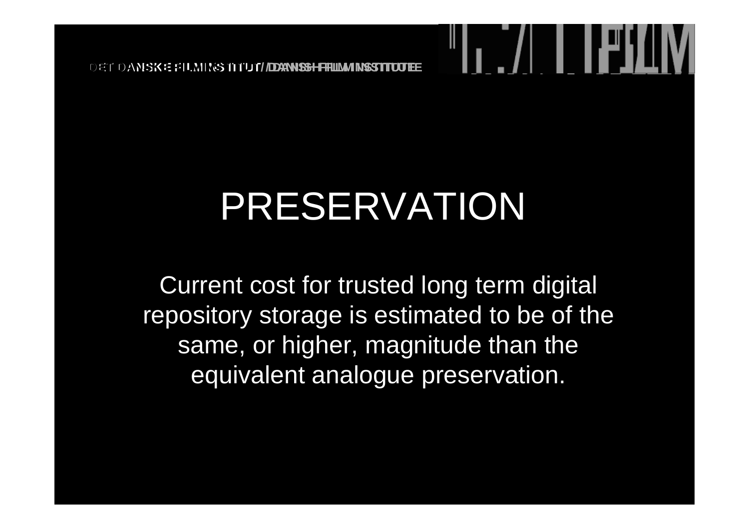# PRESERVATION

Current cost for trusted long term digital repository storage is estimated to be of the same, or higher, magnitude than the equivalent analogue preservation.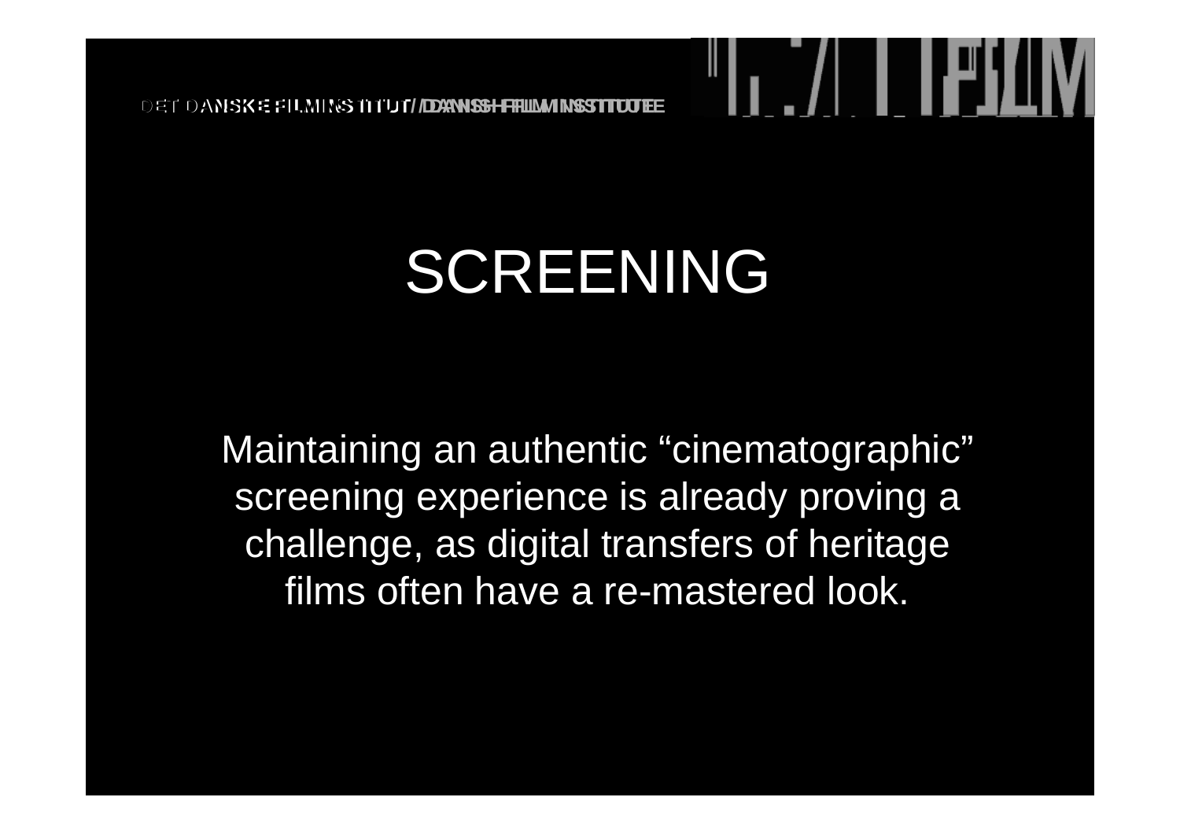# SCREENING

Maintaining an authentic “cinematographic” screening experience is already proving a challenge, as digital transfers of heritage films often have a re-mastered look.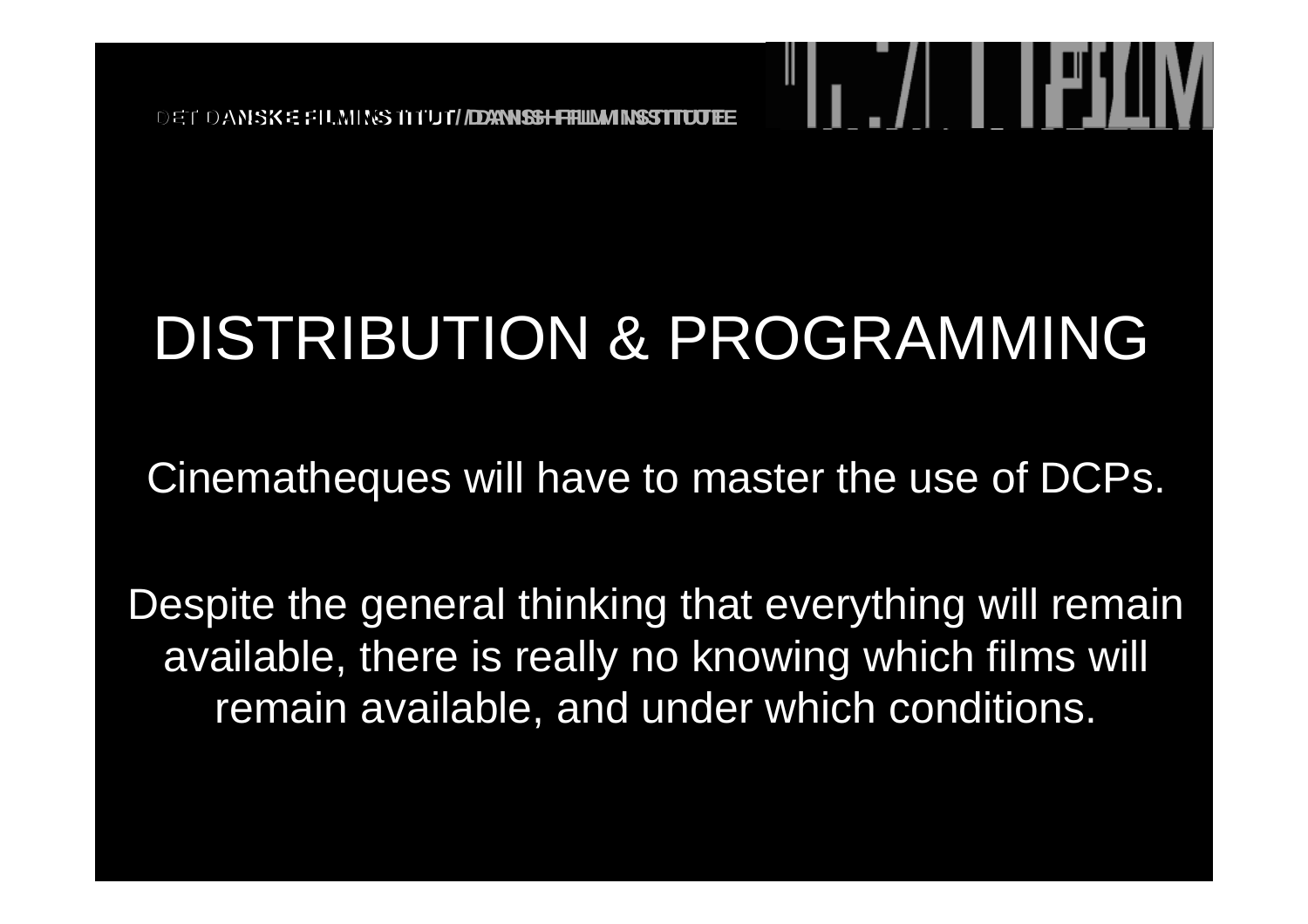# DISTRIBUTION & PROGRAMMING

Cinematheques will have to master the use of DCPs.

Despite the general thinking that everything will remain available, there is really no knowing which films will remain available, and under which conditions.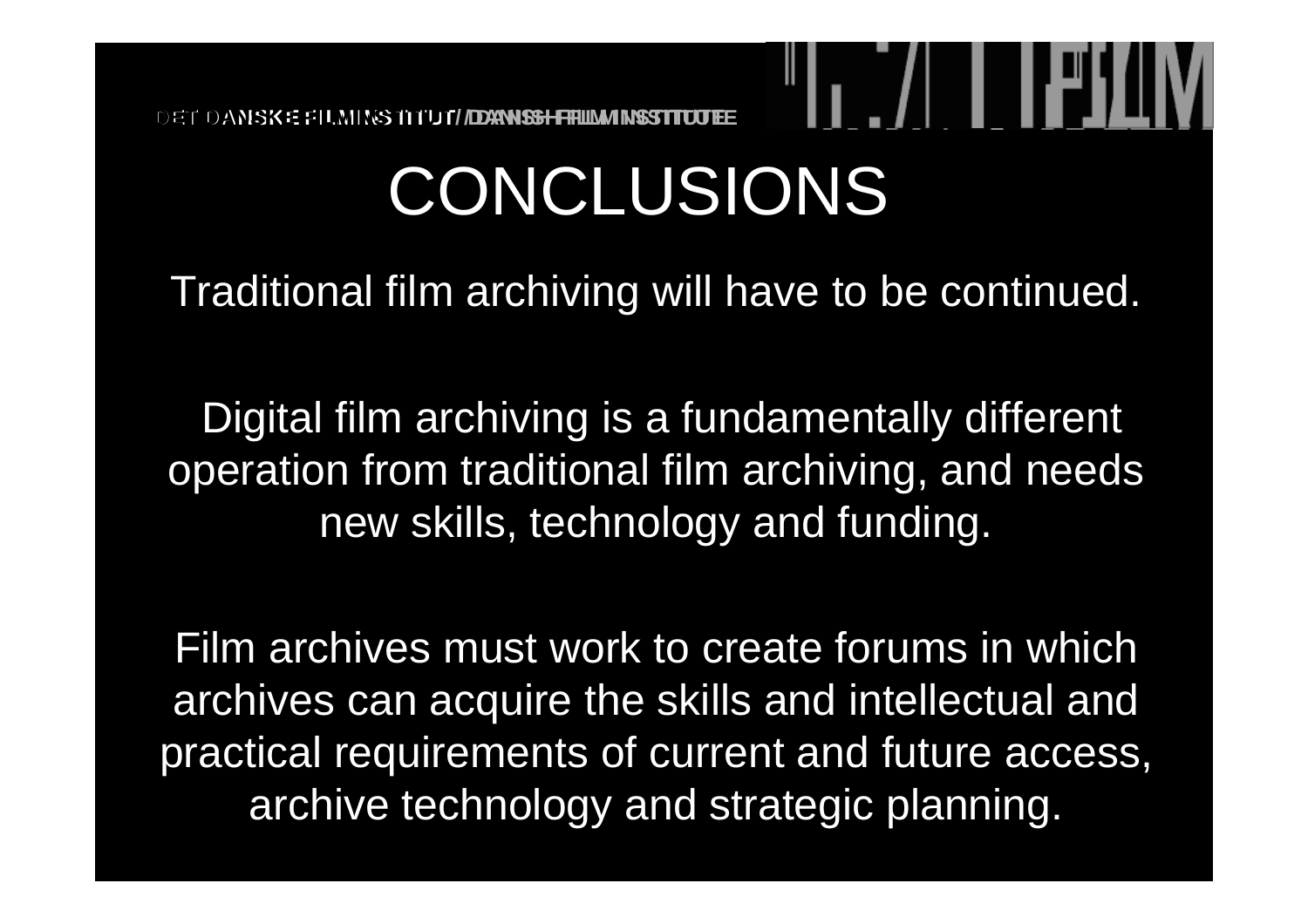# CONCLUSIONS

Traditional film archiving will have to be continued.

Digital film archiving is a fundamentally different operation from traditional film archiving, and needs new skills, technology and funding.

Film archives must work to create forums in which archives can acquire the skills and intellectual and practical requirements of current and future access, archive technology and strategic planning.